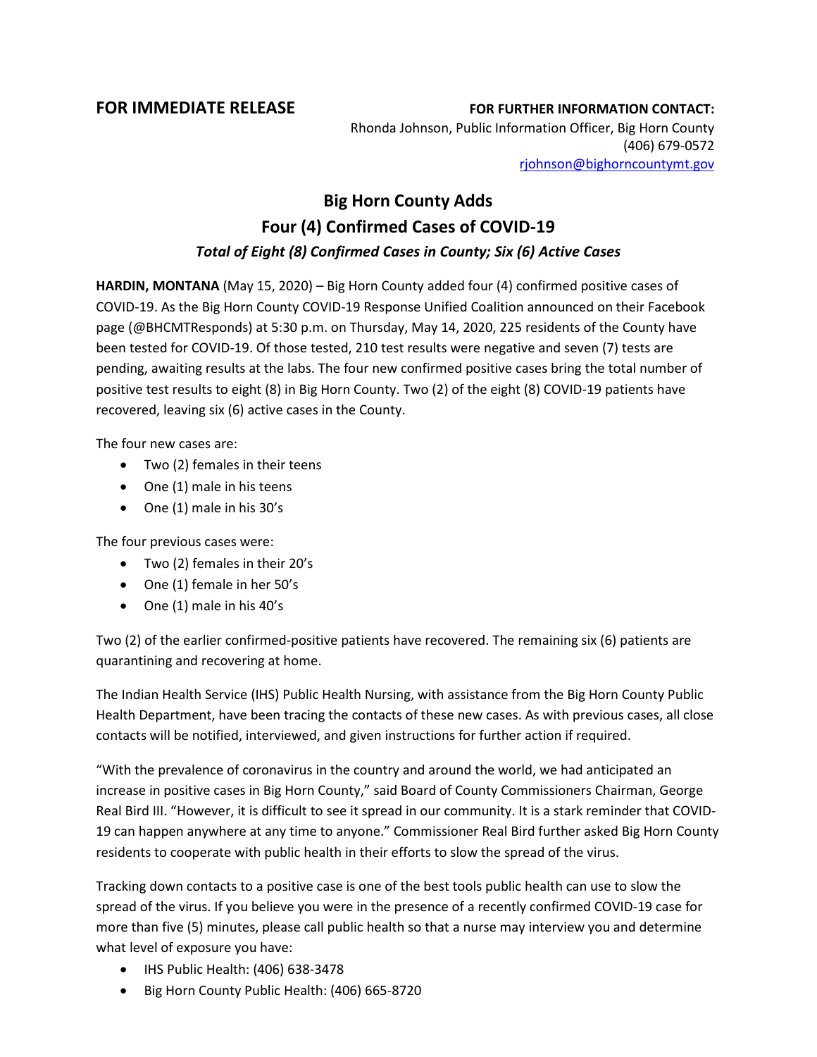**FOR IMMEDIATE RELEASE**

**FOR FURTHER INFORMATION CONTACT:**
Rhonda Johnson, Public Information Officer, Big Horn County
(406) 679-0572
rjohnson@bighorncountymt.gov

# Big Horn County Adds Four (4) Confirmed Cases of COVID-19

### *Total of Eight (8) Confirmed Cases in County; Six (6) Active Cases*

**HARDIN, MONTANA** (May 15, 2020) – Big Horn County added four (4) confirmed positive cases of COVID-19. As the Big Horn County COVID-19 Response Unified Coalition announced on their Facebook page (@BHCMTResponds) at 5:30 p.m. on Thursday, May 14, 2020, 225 residents of the County have been tested for COVID-19. Of those tested, 210 test results were negative and seven (7) tests are pending, awaiting results at the labs. The four new confirmed positive cases bring the total number of positive test results to eight (8) in Big Horn County. Two (2) of the eight (8) COVID-19 patients have recovered, leaving six (6) active cases in the County.

The four new cases are:

- Two (2) females in their teens
- One (1) male in his teens
- One (1) male in his 30's

The four previous cases were:

- Two (2) females in their 20's
- One (1) female in her 50's
- One (1) male in his 40's

Two (2) of the earlier confirmed-positive patients have recovered. The remaining six (6) patients are quarantining and recovering at home.

The Indian Health Service (IHS) Public Health Nursing, with assistance from the Big Horn County Public Health Department, have been tracing the contacts of these new cases. As with previous cases, all close contacts will be notified, interviewed, and given instructions for further action if required.

"With the prevalence of coronavirus in the country and around the world, we had anticipated an increase in positive cases in Big Horn County," said Board of County Commissioners Chairman, George Real Bird III. "However, it is difficult to see it spread in our community. It is a stark reminder that COVID-19 can happen anywhere at any time to anyone." Commissioner Real Bird further asked Big Horn County residents to cooperate with public health in their efforts to slow the spread of the virus.

Tracking down contacts to a positive case is one of the best tools public health can use to slow the spread of the virus. If you believe you were in the presence of a recently confirmed COVID-19 case for more than five (5) minutes, please call public health so that a nurse may interview you and determine what level of exposure you have:

- IHS Public Health: (406) 638-3478
- Big Horn County Public Health: (406) 665-8720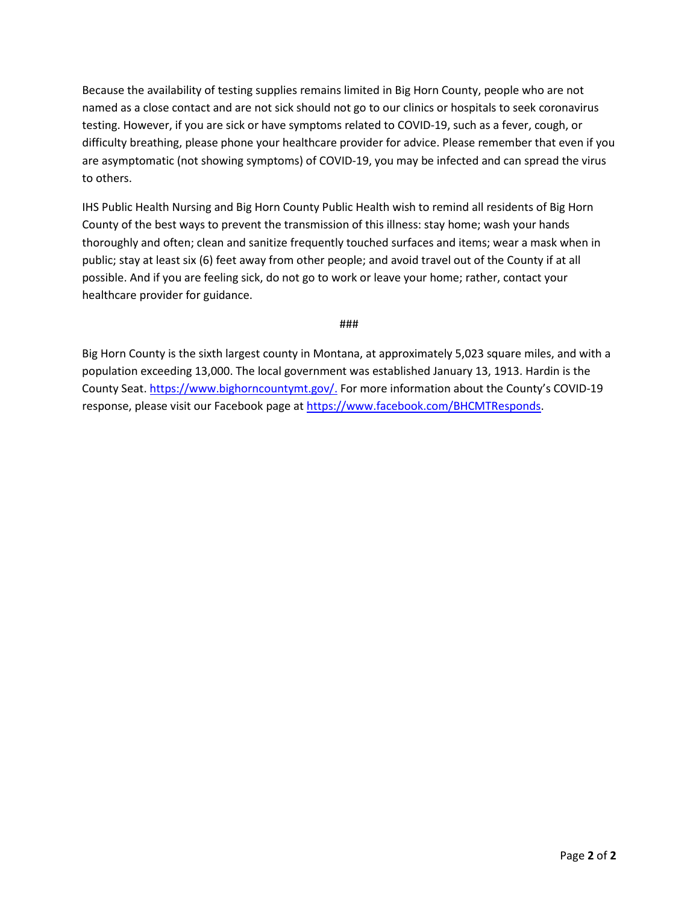Because the availability of testing supplies remains limited in Big Horn County, people who are not named as a close contact and are not sick should not go to our clinics or hospitals to seek coronavirus testing. However, if you are sick or have symptoms related to COVID-19, such as a fever, cough, or difficulty breathing, please phone your healthcare provider for advice. Please remember that even if you are asymptomatic (not showing symptoms) of COVID-19, you may be infected and can spread the virus to others.

IHS Public Health Nursing and Big Horn County Public Health wish to remind all residents of Big Horn County of the best ways to prevent the transmission of this illness: stay home; wash your hands thoroughly and often; clean and sanitize frequently touched surfaces and items; wear a mask when in public; stay at least six (6) feet away from other people; and avoid travel out of the County if at all possible. And if you are feeling sick, do not go to work or leave your home; rather, contact your healthcare provider for guidance.

###

Big Horn County is the sixth largest county in Montana, at approximately 5,023 square miles, and with a population exceeding 13,000. The local government was established January 13, 1913. Hardin is the County Seat. https://www.bighorncountymt.gov/. For more information about the County's COVID-19 response, please visit our Facebook page at https://www.facebook.com/BHCMTResponds.